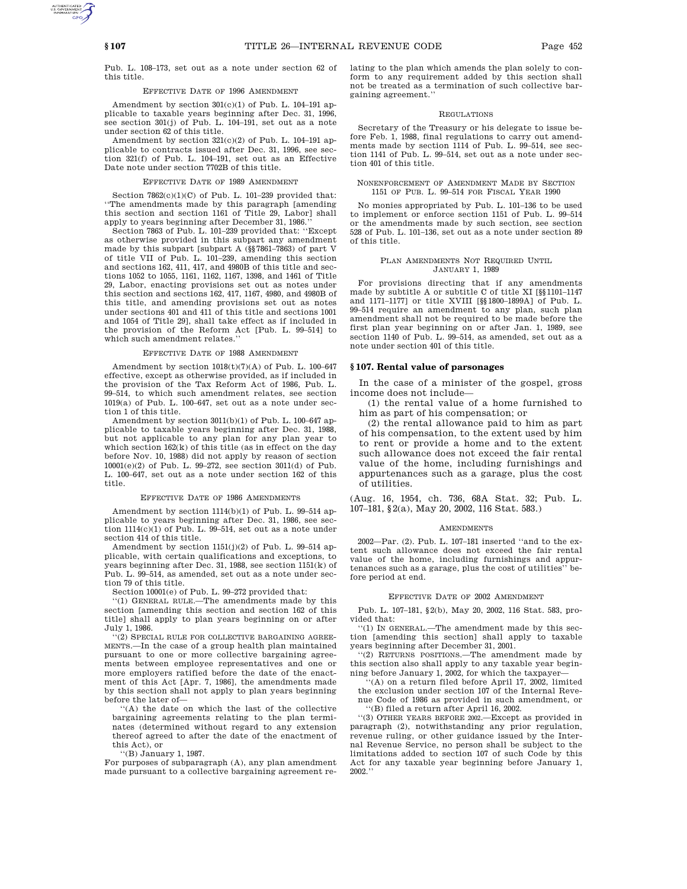Pub. L. 108–173, set out as a note under section 62 of this title.

EFFECTIVE DATE OF 1996 AMENDMENT

Amendment by section 301(c)(1) of Pub. L. 104–191 applicable to taxable years beginning after Dec. 31, 1996, see section 301(j) of Pub. L. 104–191, set out as a note under section 62 of this title.

Amendment by section 321(c)(2) of Pub. L. 104–191 applicable to contracts issued after Dec. 31, 1996, see section 321(f) of Pub. L. 104–191, set out as an Effective Date note under section 7702B of this title.

EFFECTIVE DATE OF 1989 AMENDMENT

Section 7862(c)(1)(C) of Pub. L. 101–239 provided that: ''The amendments made by this paragraph [amending this section and section 1161 of Title 29, Labor] shall apply to years beginning after December 31, 1986.''

Section 7863 of Pub. L. 101–239 provided that: ''Except as otherwise provided in this subpart any amendment made by this subpart [subpart A (§§7861–7863) of part V of title VII of Pub. L. 101–239, amending this section and sections 162, 411, 417, and 4980B of this title and sections 1052 to 1055, 1161, 1162, 1167, 1398, and 1461 of Title 29, Labor, enacting provisions set out as notes under this section and sections 162, 417, 1167, 4980, and 4980B of this title, and amending provisions set out as notes under sections 401 and 411 of this title and sections 1001 and 1054 of Title 29], shall take effect as if included in the provision of the Reform Act [Pub. L. 99–514] to which such amendment relates.''

EFFECTIVE DATE OF 1988 AMENDMENT

Amendment by section 1018(t)(7)(A) of Pub. L. 100–647 effective, except as otherwise provided, as if included in the provision of the Tax Reform Act of 1986, Pub. L. 99–514, to which such amendment relates, see section 1019(a) of Pub. L. 100–647, set out as a note under section 1 of this title.

Amendment by section 3011(b)(1) of Pub. L. 100–647 applicable to taxable years beginning after Dec. 31, 1988, but not applicable to any plan for any plan year to which section 162(k) of this title (as in effect on the day before Nov. 10, 1988) did not apply by reason of section 10001(e)(2) of Pub. L. 99–272, see section 3011(d) of Pub. L. 100–647, set out as a note under section 162 of this title.

EFFECTIVE DATE OF 1986 AMENDMENTS

Amendment by section 1114(b)(1) of Pub. L. 99–514 applicable to years beginning after Dec. 31, 1986, see section 1114(c)(1) of Pub. L. 99–514, set out as a note under section 414 of this title.

Amendment by section 1151(j)(2) of Pub. L. 99–514 applicable, with certain qualifications and exceptions, to years beginning after Dec. 31, 1988, see section 1151(k) of Pub. L. 99–514, as amended, set out as a note under section 79 of this title.

Section 10001(e) of Pub. L. 99–272 provided that:

''(1) GENERAL RULE.—The amendments made by this section [amending this section and section 162 of this title] shall apply to plan years beginning on or after July 1, 1986.

''(2) SPECIAL RULE FOR COLLECTIVE BARGAINING AGREEMENTS.—In the case of a group health plan maintained pursuant to one or more collective bargaining agreements between employee representatives and one or more employers ratified before the date of the enactment of this Act [Apr. 7, 1986], the amendments made by this section shall not apply to plan years beginning before the later of—

''(A) the date on which the last of the collective bargaining agreements relating to the plan terminates (determined without regard to any extension thereof agreed to after the date of the enactment of this Act), or

''(B) January 1, 1987.

For purposes of subparagraph (A), any plan amendment made pursuant to a collective bargaining agreement relating to the plan which amends the plan solely to conform to any requirement added by this section shall not be treated as a termination of such collective bargaining agreement.''

REGULATIONS

Secretary of the Treasury or his delegate to issue before Feb. 1, 1988, final regulations to carry out amendments made by section 1114 of Pub. L. 99–514, see section 1141 of Pub. L. 99–514, set out as a note under section 401 of this title.

NONENFORCEMENT OF AMENDMENT MADE BY SECTION 1151 OF PUB. L. 99–514 FOR FISCAL YEAR 1990

No monies appropriated by Pub. L. 101–136 to be used to implement or enforce section 1151 of Pub. L. 99–514 or the amendments made by such section, see section 528 of Pub. L. 101–136, set out as a note under section 89 of this title.

PLAN AMENDMENTS NOT REQUIRED UNTIL JANUARY 1, 1989

For provisions directing that if any amendments made by subtitle A or subtitle C of title XI [§§1101–1147 and 1171–1177] or title XVIII [§§1800–1899A] of Pub. L. 99–514 require an amendment to any plan, such plan amendment shall not be required to be made before the first plan year beginning on or after Jan. 1, 1989, see section 1140 of Pub. L. 99–514, as amended, set out as a note under section 401 of this title.

## § 107. Rental value of parsonages

In the case of a minister of the gospel, gross income does not include—

(1) the rental value of a home furnished to him as part of his compensation; or

(2) the rental allowance paid to him as part of his compensation, to the extent used by him to rent or provide a home and to the extent such allowance does not exceed the fair rental value of the home, including furnishings and appurtenances such as a garage, plus the cost of utilities.

(Aug. 16, 1954, ch. 736, 68A Stat. 32; Pub. L. 107–181, §2(a), May 20, 2002, 116 Stat. 583.)

AMENDMENTS

2002—Par. (2). Pub. L. 107–181 inserted ''and to the extent such allowance does not exceed the fair rental value of the home, including furnishings and appurtenances such as a garage, plus the cost of utilities'' before period at end.

EFFECTIVE DATE OF 2002 AMENDMENT

Pub. L. 107–181, §2(b), May 20, 2002, 116 Stat. 583, provided that:

''(1) IN GENERAL.—The amendment made by this section [amending this section] shall apply to taxable years beginning after December 31, 2001.

''(2) RETURNS POSITIONS.—The amendment made by this section also shall apply to any taxable year beginning before January 1, 2002, for which the taxpayer—

''(A) on a return filed before April 17, 2002, limited the exclusion under section 107 of the Internal Revenue Code of 1986 as provided in such amendment, or

''(B) filed a return after April 16, 2002.

''(3) OTHER YEARS BEFORE 2002.—Except as provided in paragraph (2), notwithstanding any prior regulation, revenue ruling, or other guidance issued by the Internal Revenue Service, no person shall be subject to the limitations added to section 107 of such Code by this Act for any taxable year beginning before January 1, 2002.''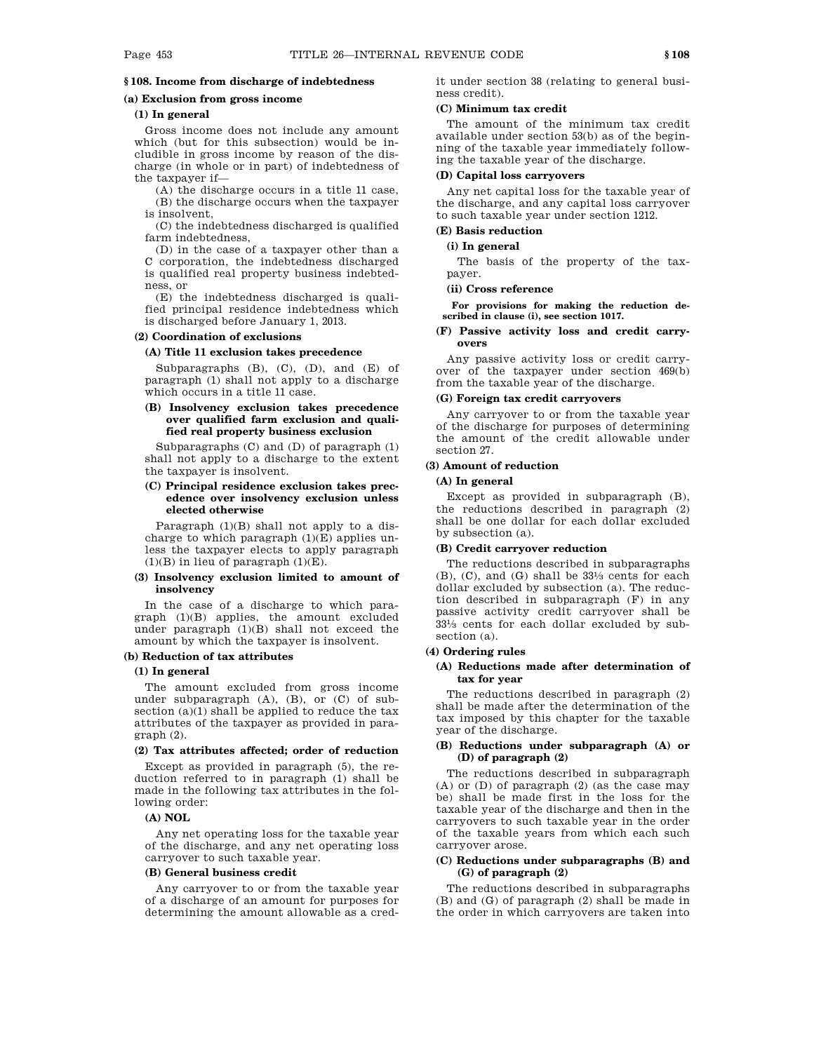## § 108. Income from discharge of indebtedness

### (a) Exclusion from gross income

#### (1) In general

Gross income does not include any amount which (but for this subsection) would be includible in gross income by reason of the discharge (in whole or in part) of indebtedness of the taxpayer if—

(A) the discharge occurs in a title 11 case,

(B) the discharge occurs when the taxpayer is insolvent,

(C) the indebtedness discharged is qualified farm indebtedness,

(D) in the case of a taxpayer other than a C corporation, the indebtedness discharged is qualified real property business indebtedness, or

(E) the indebtedness discharged is qualified principal residence indebtedness which is discharged before January 1, 2013.

#### (2) Coordination of exclusions

##### (A) Title 11 exclusion takes precedence

Subparagraphs (B), (C), (D), and (E) of paragraph (1) shall not apply to a discharge which occurs in a title 11 case.

##### (B) Insolvency exclusion takes precedence over qualified farm exclusion and qualified real property business exclusion

Subparagraphs (C) and (D) of paragraph (1) shall not apply to a discharge to the extent the taxpayer is insolvent.

##### (C) Principal residence exclusion takes precedence over insolvency exclusion unless elected otherwise

Paragraph (1)(B) shall not apply to a discharge to which paragraph (1)(E) applies unless the taxpayer elects to apply paragraph (1)(B) in lieu of paragraph (1)(E).

#### (3) Insolvency exclusion limited to amount of insolvency

In the case of a discharge to which paragraph (1)(B) applies, the amount excluded under paragraph (1)(B) shall not exceed the amount by which the taxpayer is insolvent.

### (b) Reduction of tax attributes

#### (1) In general

The amount excluded from gross income under subparagraph (A), (B), or (C) of subsection (a)(1) shall be applied to reduce the tax attributes of the taxpayer as provided in paragraph (2).

#### (2) Tax attributes affected; order of reduction

Except as provided in paragraph (5), the reduction referred to in paragraph (1) shall be made in the following tax attributes in the following order:

##### (A) NOL

Any net operating loss for the taxable year of the discharge, and any net operating loss carryover to such taxable year.

##### (B) General business credit

Any carryover to or from the taxable year of a discharge of an amount for purposes for determining the amount allowable as a credit under section 38 (relating to general business credit).

##### (C) Minimum tax credit

The amount of the minimum tax credit available under section 53(b) as of the beginning of the taxable year immediately following the taxable year of the discharge.

##### (D) Capital loss carryovers

Any net capital loss for the taxable year of the discharge, and any capital loss carryover to such taxable year under section 1212.

##### (E) Basis reduction

###### (i) In general

The basis of the property of the taxpayer.

###### (ii) Cross reference

**For provisions for making the reduction described in clause (i), see section 1017.**

##### (F) Passive activity loss and credit carryovers

Any passive activity loss or credit carryover of the taxpayer under section 469(b) from the taxable year of the discharge.

##### (G) Foreign tax credit carryovers

Any carryover to or from the taxable year of the discharge for purposes of determining the amount of the credit allowable under section 27.

#### (3) Amount of reduction

##### (A) In general

Except as provided in subparagraph (B), the reductions described in paragraph (2) shall be one dollar for each dollar excluded by subsection (a).

##### (B) Credit carryover reduction

The reductions described in subparagraphs (B), (C), and (G) shall be 33⅓ cents for each dollar excluded by subsection (a). The reduction described in subparagraph (F) in any passive activity credit carryover shall be 33⅓ cents for each dollar excluded by subsection (a).

#### (4) Ordering rules

##### (A) Reductions made after determination of tax for year

The reductions described in paragraph (2) shall be made after the determination of the tax imposed by this chapter for the taxable year of the discharge.

##### (B) Reductions under subparagraph (A) or (D) of paragraph (2)

The reductions described in subparagraph (A) or (D) of paragraph (2) (as the case may be) shall be made first in the loss for the taxable year of the discharge and then in the carryovers to such taxable year in the order of the taxable years from which each such carryover arose.

##### (C) Reductions under subparagraphs (B) and (G) of paragraph (2)

The reductions described in subparagraphs (B) and (G) of paragraph (2) shall be made in the order in which carryovers are taken into